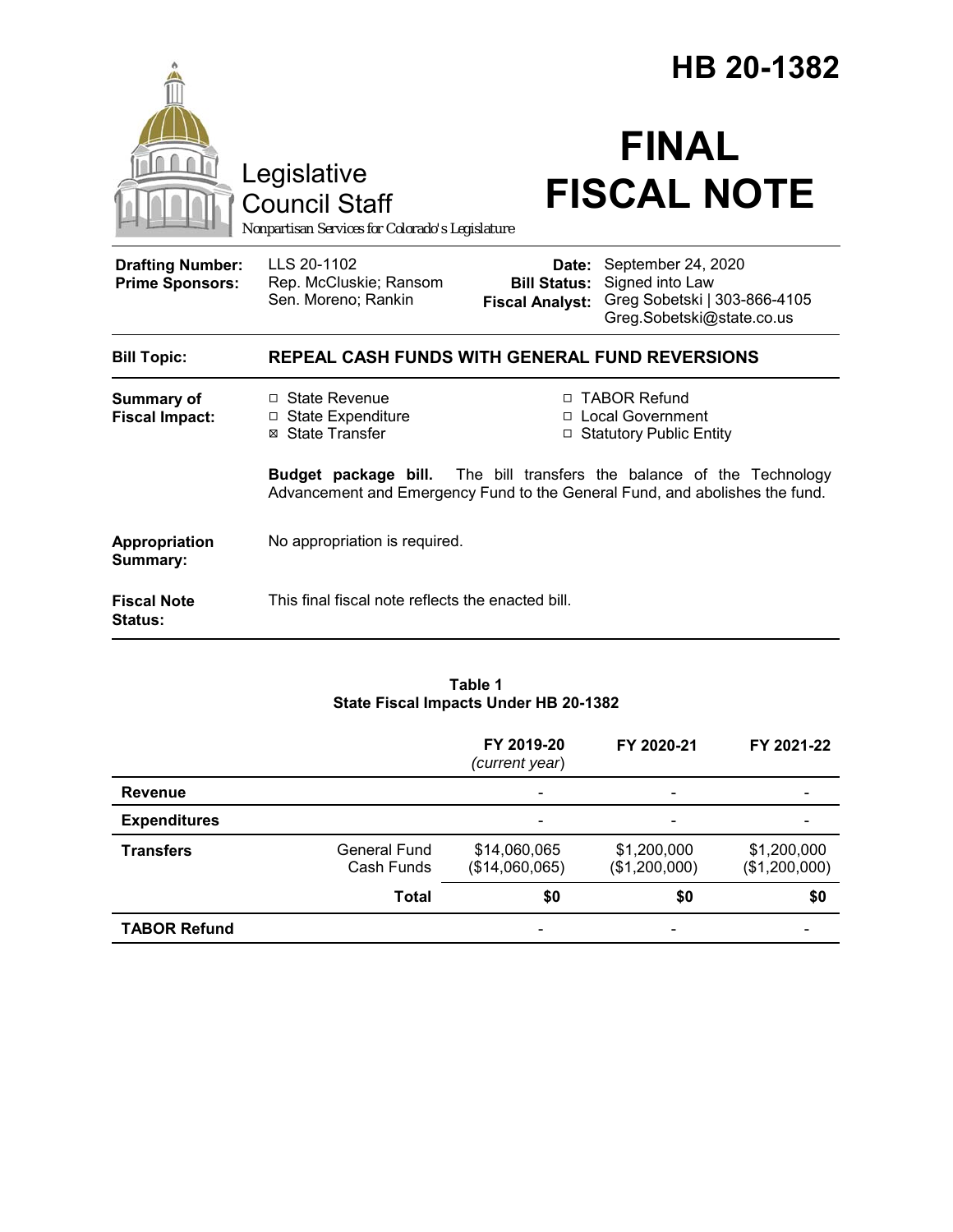# HB 20-1382

Legislative Council Staff

*Nonpartisan Services for Colorado's Legislature*

# FINAL FISCAL NOTE

| | | | |
|---|---|---|---|
| **Drafting Number:** | LLS 20-1102 | **Date:** | September 24, 2020 |
| **Prime Sponsors:** | Rep. McCluskie; Ransom<br>Sen. Moreno; Rankin | **Bill Status:** | Signed into Law |
| | | **Fiscal Analyst:** | Greg Sobetski \| 303-866-4105<br>Greg.Sobetski@state.co.us |

**Bill Topic:** **REPEAL CASH FUNDS WITH GENERAL FUND REVERSIONS**

**Summary of Fiscal Impact:**

- ☐ State Revenue
- ☐ State Expenditure
- ☒ State Transfer
- ☐ TABOR Refund
- ☐ Local Government
- ☐ Statutory Public Entity

**Budget package bill.** The bill transfers the balance of the Technology Advancement and Emergency Fund to the General Fund, and abolishes the fund.

**Appropriation Summary:** No appropriation is required.

**Fiscal Note Status:** This final fiscal note reflects the enacted bill.

**Table 1**
**State Fiscal Impacts Under HB 20-1382**

| | | FY 2019-20 *(current year)* | FY 2020-21 | FY 2021-22 |
|---|---|---|---|---|
| **Revenue** | | - | - | - |
| **Expenditures** | | - | - | - |
| **Transfers** | General Fund<br>Cash Funds | $14,060,065<br>($14,060,065) | $1,200,000<br>($1,200,000) | $1,200,000<br>($1,200,000) |
| | **Total** | **$0** | **$0** | **$0** |
| **TABOR Refund** | | - | - | - |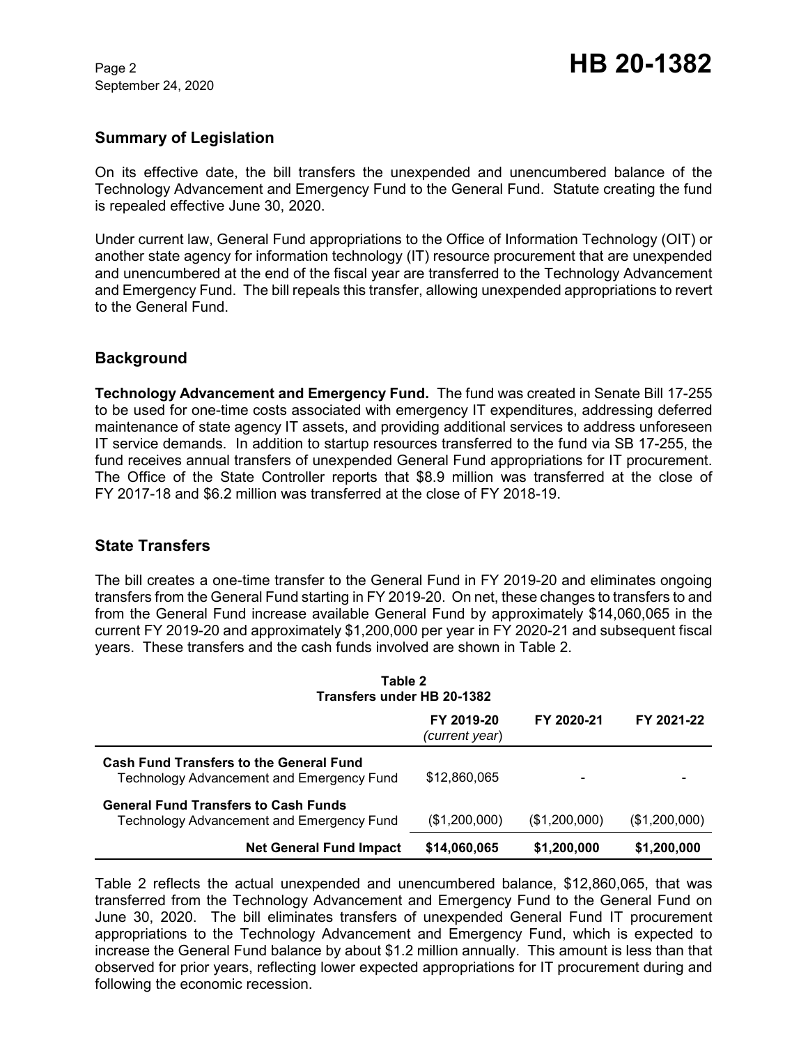## Summary of Legislation

On its effective date, the bill transfers the unexpended and unencumbered balance of the Technology Advancement and Emergency Fund to the General Fund. Statute creating the fund is repealed effective June 30, 2020.

Under current law, General Fund appropriations to the Office of Information Technology (OIT) or another state agency for information technology (IT) resource procurement that are unexpended and unencumbered at the end of the fiscal year are transferred to the Technology Advancement and Emergency Fund. The bill repeals this transfer, allowing unexpended appropriations to revert to the General Fund.

## Background

**Technology Advancement and Emergency Fund.** The fund was created in Senate Bill 17-255 to be used for one-time costs associated with emergency IT expenditures, addressing deferred maintenance of state agency IT assets, and providing additional services to address unforeseen IT service demands. In addition to startup resources transferred to the fund via SB 17-255, the fund receives annual transfers of unexpended General Fund appropriations for IT procurement. The Office of the State Controller reports that $8.9 million was transferred at the close of FY 2017-18 and $6.2 million was transferred at the close of FY 2018-19.

## State Transfers

The bill creates a one-time transfer to the General Fund in FY 2019-20 and eliminates ongoing transfers from the General Fund starting in FY 2019-20. On net, these changes to transfers to and from the General Fund increase available General Fund by approximately $14,060,065 in the current FY 2019-20 and approximately $1,200,000 per year in FY 2020-21 and subsequent fiscal years. These transfers and the cash funds involved are shown in Table 2.

**Table 2**
**Transfers under HB 20-1382**

| | FY 2019-20 *(current year)* | FY 2020-21 | FY 2021-22 |
|---|---|---|---|
| **Cash Fund Transfers to the General Fund** | | | |
| Technology Advancement and Emergency Fund | $12,860,065 | - | - |
| **General Fund Transfers to Cash Funds** | | | |
| Technology Advancement and Emergency Fund | ($1,200,000) | ($1,200,000) | ($1,200,000) |
| **Net General Fund Impact** | **$14,060,065** | **$1,200,000** | **$1,200,000** |

Table 2 reflects the actual unexpended and unencumbered balance, $12,860,065, that was transferred from the Technology Advancement and Emergency Fund to the General Fund on June 30, 2020. The bill eliminates transfers of unexpended General Fund IT procurement appropriations to the Technology Advancement and Emergency Fund, which is expected to increase the General Fund balance by about $1.2 million annually. This amount is less than that observed for prior years, reflecting lower expected appropriations for IT procurement during and following the economic recession.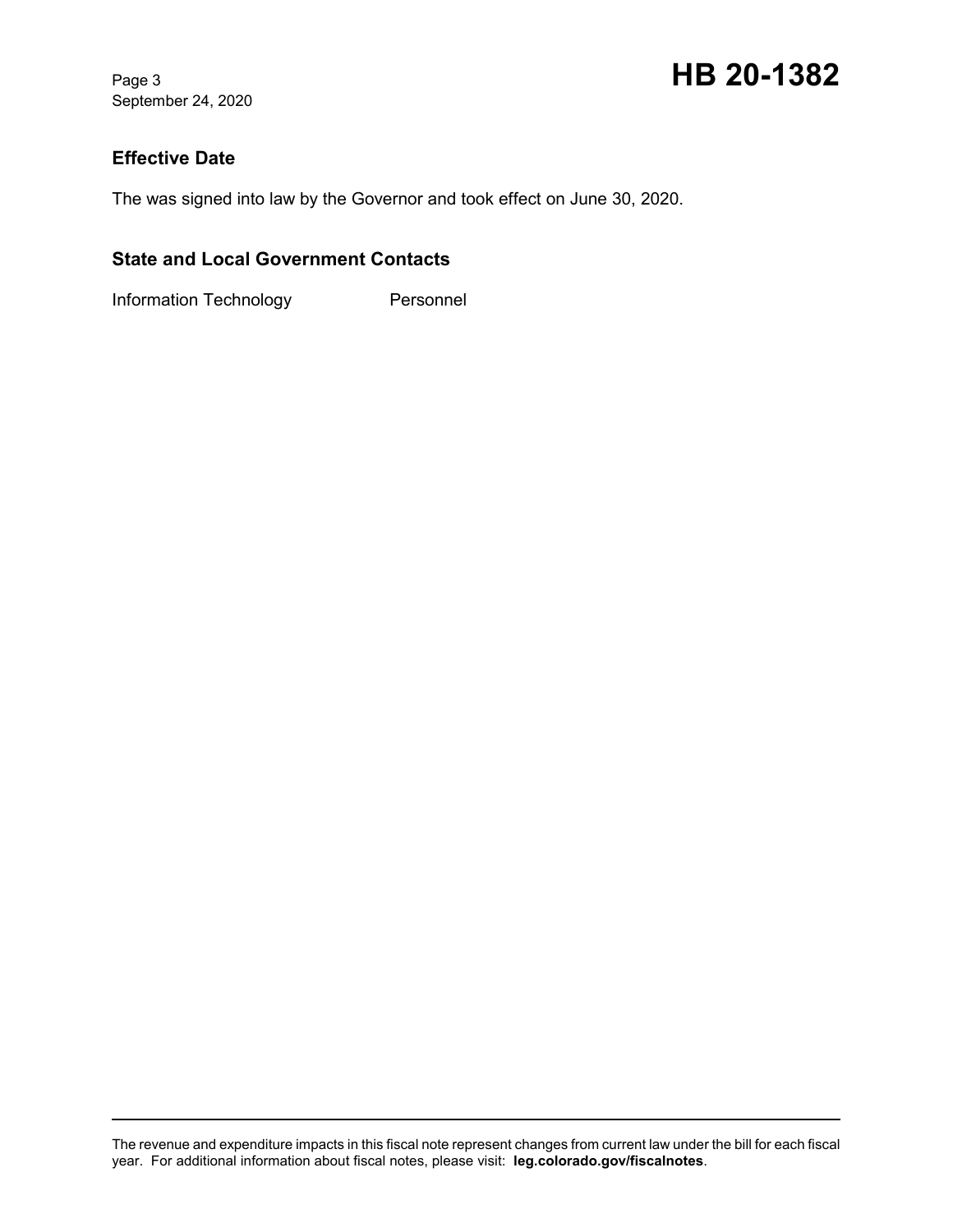## Effective Date

The was signed into law by the Governor and took effect on June 30, 2020.

## State and Local Government Contacts

Information Technology Personnel

---

The revenue and expenditure impacts in this fiscal note represent changes from current law under the bill for each fiscal year. For additional information about fiscal notes, please visit: **leg.colorado.gov/fiscalnotes**.